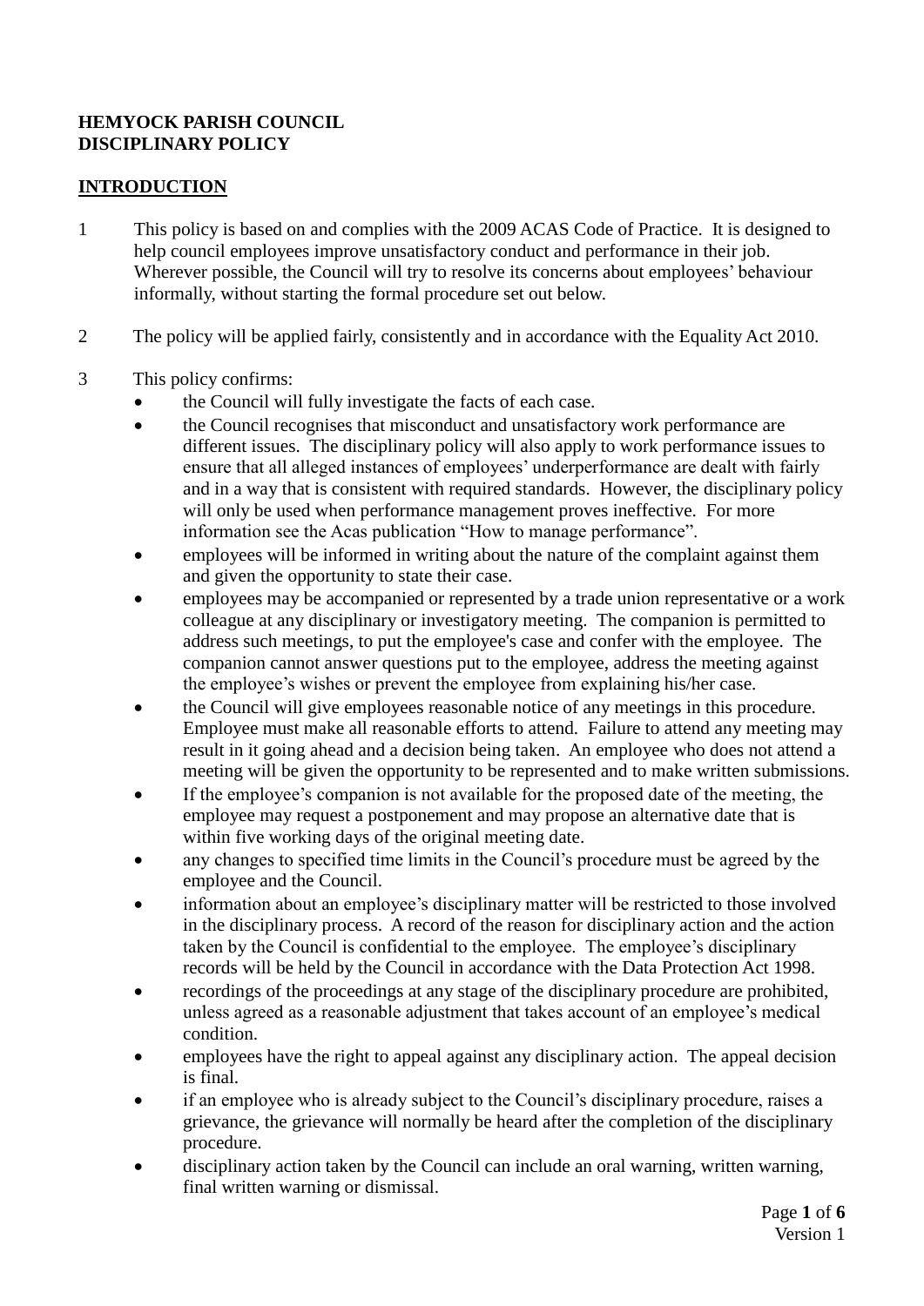**HEMYOCK PARISH COUNCIL**
**DISCIPLINARY POLICY**

## INTRODUCTION

1. This policy is based on and complies with the 2009 ACAS Code of Practice. It is designed to help council employees improve unsatisfactory conduct and performance in their job. Wherever possible, the Council will try to resolve its concerns about employees' behaviour informally, without starting the formal procedure set out below.

2. The policy will be applied fairly, consistently and in accordance with the Equality Act 2010.

3. This policy confirms:
   - the Council will fully investigate the facts of each case.
   - the Council recognises that misconduct and unsatisfactory work performance are different issues. The disciplinary policy will also apply to work performance issues to ensure that all alleged instances of employees' underperformance are dealt with fairly and in a way that is consistent with required standards. However, the disciplinary policy will only be used when performance management proves ineffective. For more information see the Acas publication "How to manage performance".
   - employees will be informed in writing about the nature of the complaint against them and given the opportunity to state their case.
   - employees may be accompanied or represented by a trade union representative or a work colleague at any disciplinary or investigatory meeting. The companion is permitted to address such meetings, to put the employee's case and confer with the employee. The companion cannot answer questions put to the employee, address the meeting against the employee's wishes or prevent the employee from explaining his/her case.
   - the Council will give employees reasonable notice of any meetings in this procedure. Employee must make all reasonable efforts to attend. Failure to attend any meeting may result in it going ahead and a decision being taken. An employee who does not attend a meeting will be given the opportunity to be represented and to make written submissions.
   - If the employee's companion is not available for the proposed date of the meeting, the employee may request a postponement and may propose an alternative date that is within five working days of the original meeting date.
   - any changes to specified time limits in the Council's procedure must be agreed by the employee and the Council.
   - information about an employee's disciplinary matter will be restricted to those involved in the disciplinary process. A record of the reason for disciplinary action and the action taken by the Council is confidential to the employee. The employee's disciplinary records will be held by the Council in accordance with the Data Protection Act 1998.
   - recordings of the proceedings at any stage of the disciplinary procedure are prohibited, unless agreed as a reasonable adjustment that takes account of an employee's medical condition.
   - employees have the right to appeal against any disciplinary action. The appeal decision is final.
   - if an employee who is already subject to the Council's disciplinary procedure, raises a grievance, the grievance will normally be heard after the completion of the disciplinary procedure.
   - disciplinary action taken by the Council can include an oral warning, written warning, final written warning or dismissal.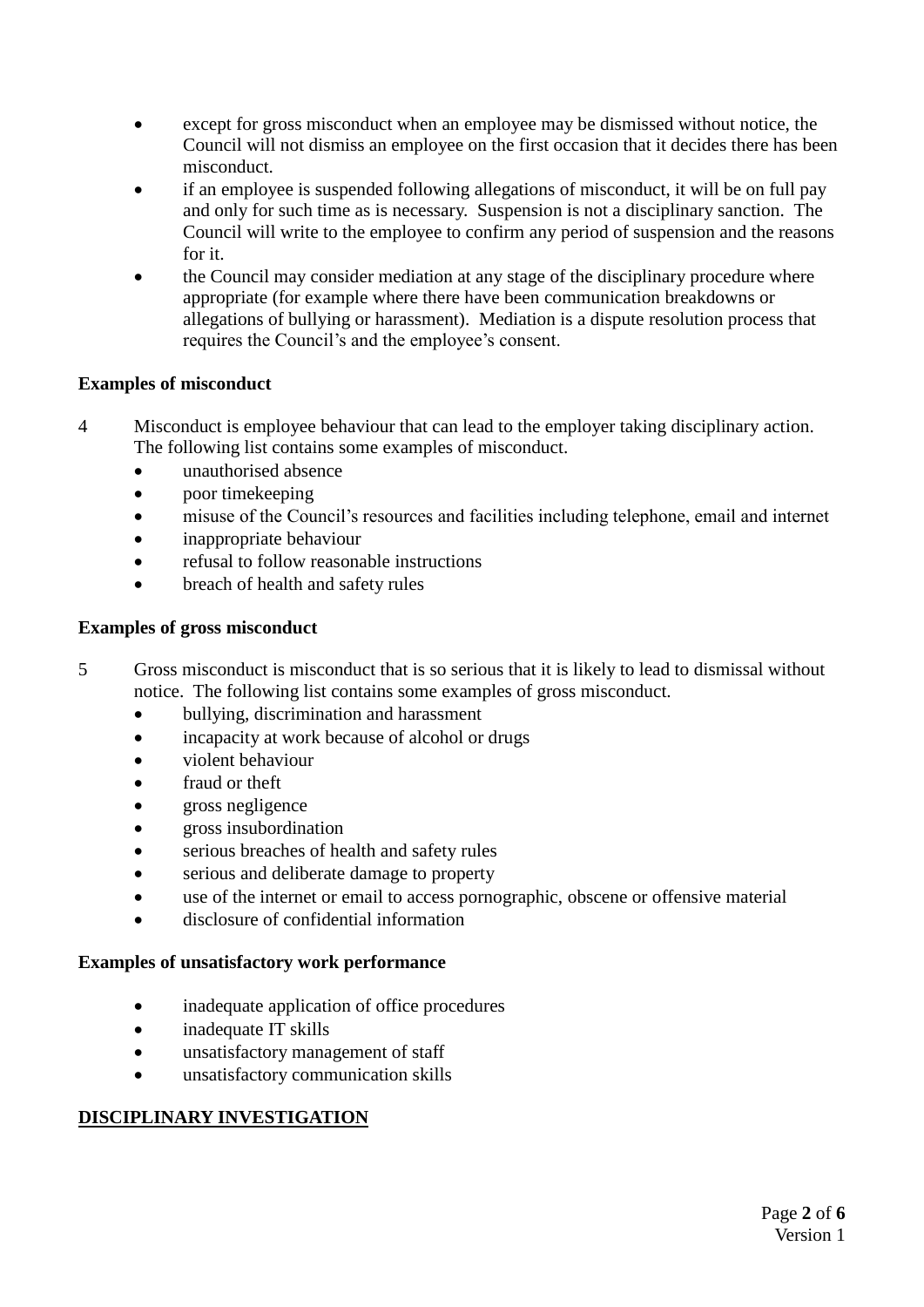- except for gross misconduct when an employee may be dismissed without notice, the Council will not dismiss an employee on the first occasion that it decides there has been misconduct.
- if an employee is suspended following allegations of misconduct, it will be on full pay and only for such time as is necessary. Suspension is not a disciplinary sanction. The Council will write to the employee to confirm any period of suspension and the reasons for it.
- the Council may consider mediation at any stage of the disciplinary procedure where appropriate (for example where there have been communication breakdowns or allegations of bullying or harassment). Mediation is a dispute resolution process that requires the Council's and the employee's consent.

**Examples of misconduct**

4 Misconduct is employee behaviour that can lead to the employer taking disciplinary action. The following list contains some examples of misconduct.

- unauthorised absence
- poor timekeeping
- misuse of the Council's resources and facilities including telephone, email and internet
- inappropriate behaviour
- refusal to follow reasonable instructions
- breach of health and safety rules

**Examples of gross misconduct**

5 Gross misconduct is misconduct that is so serious that it is likely to lead to dismissal without notice. The following list contains some examples of gross misconduct.

- bullying, discrimination and harassment
- incapacity at work because of alcohol or drugs
- violent behaviour
- fraud or theft
- gross negligence
- gross insubordination
- serious breaches of health and safety rules
- serious and deliberate damage to property
- use of the internet or email to access pornographic, obscene or offensive material
- disclosure of confidential information

**Examples of unsatisfactory work performance**

- inadequate application of office procedures
- inadequate IT skills
- unsatisfactory management of staff
- unsatisfactory communication skills

## DISCIPLINARY INVESTIGATION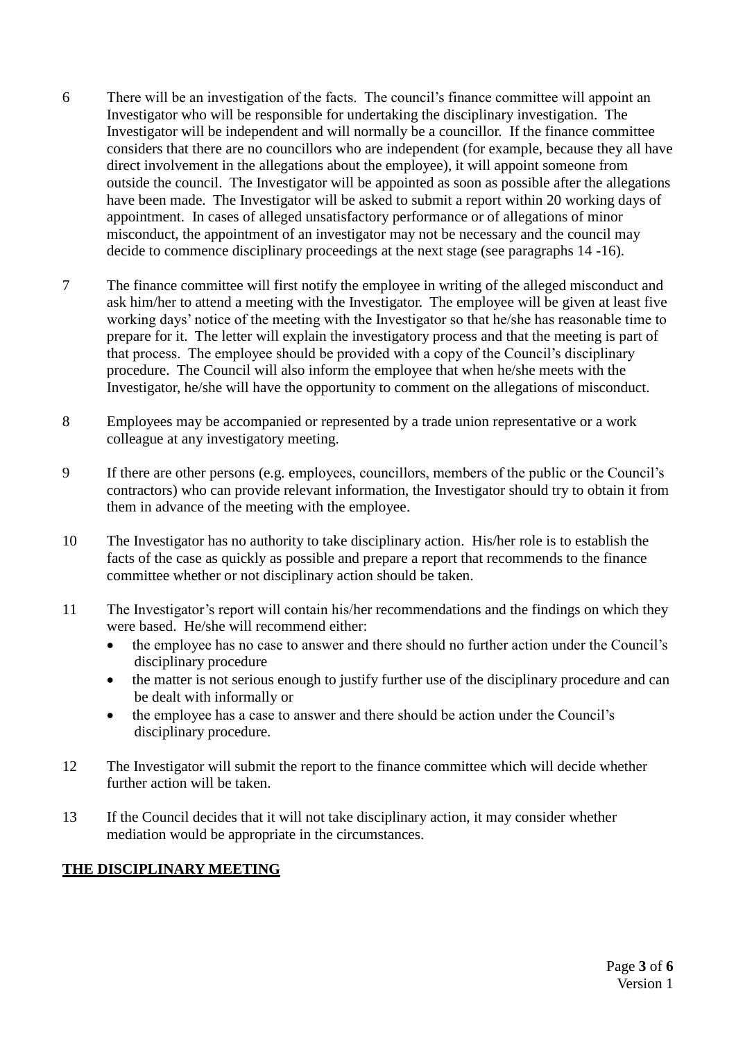6 There will be an investigation of the facts. The council's finance committee will appoint an Investigator who will be responsible for undertaking the disciplinary investigation. The Investigator will be independent and will normally be a councillor. If the finance committee considers that there are no councillors who are independent (for example, because they all have direct involvement in the allegations about the employee), it will appoint someone from outside the council. The Investigator will be appointed as soon as possible after the allegations have been made. The Investigator will be asked to submit a report within 20 working days of appointment. In cases of alleged unsatisfactory performance or of allegations of minor misconduct, the appointment of an investigator may not be necessary and the council may decide to commence disciplinary proceedings at the next stage (see paragraphs 14 -16).

7 The finance committee will first notify the employee in writing of the alleged misconduct and ask him/her to attend a meeting with the Investigator. The employee will be given at least five working days' notice of the meeting with the Investigator so that he/she has reasonable time to prepare for it. The letter will explain the investigatory process and that the meeting is part of that process. The employee should be provided with a copy of the Council's disciplinary procedure. The Council will also inform the employee that when he/she meets with the Investigator, he/she will have the opportunity to comment on the allegations of misconduct.

8 Employees may be accompanied or represented by a trade union representative or a work colleague at any investigatory meeting.

9 If there are other persons (e.g. employees, councillors, members of the public or the Council's contractors) who can provide relevant information, the Investigator should try to obtain it from them in advance of the meeting with the employee.

10 The Investigator has no authority to take disciplinary action. His/her role is to establish the facts of the case as quickly as possible and prepare a report that recommends to the finance committee whether or not disciplinary action should be taken.

11 The Investigator's report will contain his/her recommendations and the findings on which they were based. He/she will recommend either:

- the employee has no case to answer and there should no further action under the Council's disciplinary procedure
- the matter is not serious enough to justify further use of the disciplinary procedure and can be dealt with informally or
- the employee has a case to answer and there should be action under the Council's disciplinary procedure.

12 The Investigator will submit the report to the finance committee which will decide whether further action will be taken.

13 If the Council decides that it will not take disciplinary action, it may consider whether mediation would be appropriate in the circumstances.

## THE DISCIPLINARY MEETING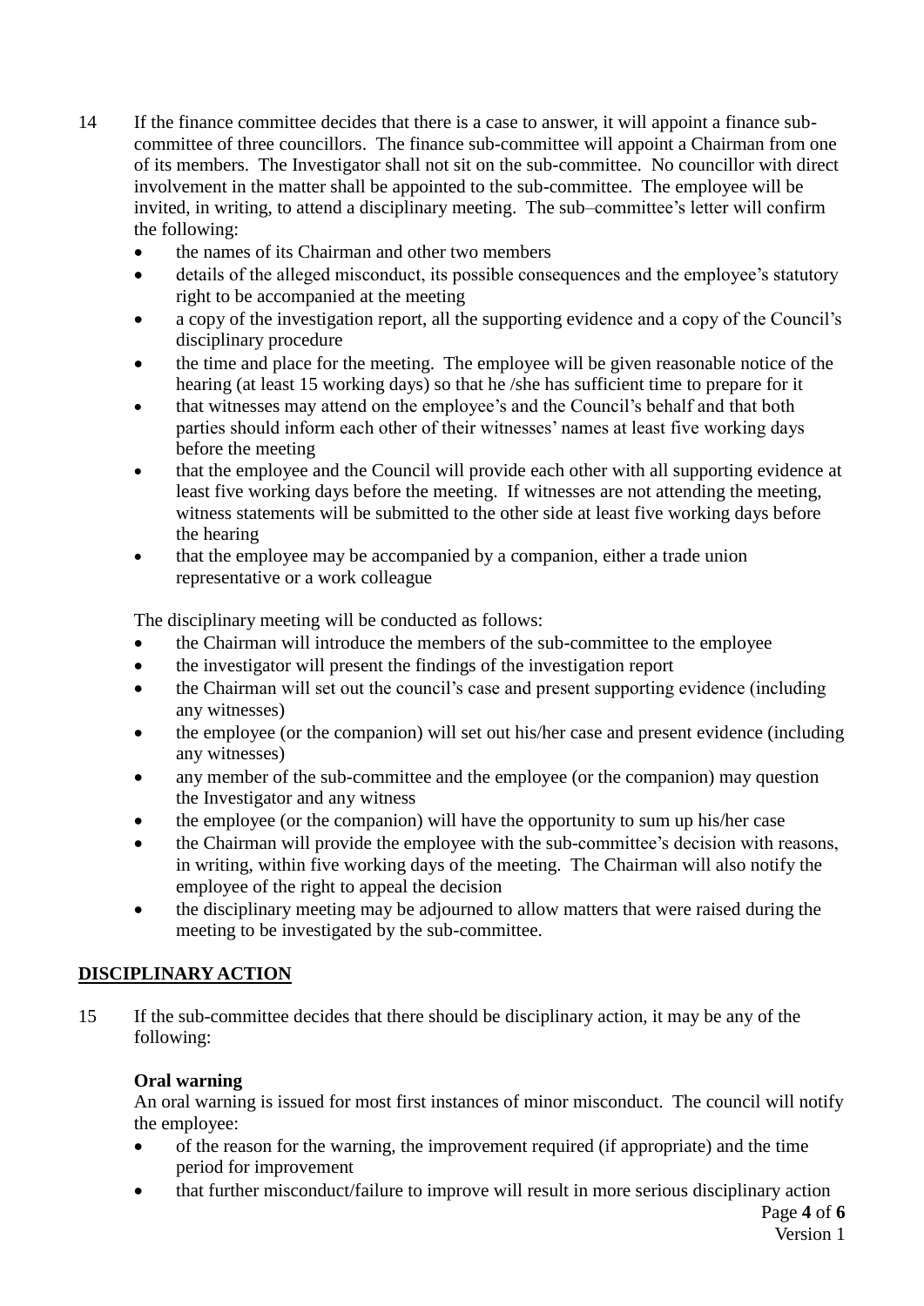14 If the finance committee decides that there is a case to answer, it will appoint a finance sub-committee of three councillors. The finance sub-committee will appoint a Chairman from one of its members. The Investigator shall not sit on the sub-committee. No councillor with direct involvement in the matter shall be appointed to the sub-committee. The employee will be invited, in writing, to attend a disciplinary meeting. The sub–committee's letter will confirm the following:

- the names of its Chairman and other two members
- details of the alleged misconduct, its possible consequences and the employee's statutory right to be accompanied at the meeting
- a copy of the investigation report, all the supporting evidence and a copy of the Council's disciplinary procedure
- the time and place for the meeting. The employee will be given reasonable notice of the hearing (at least 15 working days) so that he /she has sufficient time to prepare for it
- that witnesses may attend on the employee's and the Council's behalf and that both parties should inform each other of their witnesses' names at least five working days before the meeting
- that the employee and the Council will provide each other with all supporting evidence at least five working days before the meeting. If witnesses are not attending the meeting, witness statements will be submitted to the other side at least five working days before the hearing
- that the employee may be accompanied by a companion, either a trade union representative or a work colleague

The disciplinary meeting will be conducted as follows:

- the Chairman will introduce the members of the sub-committee to the employee
- the investigator will present the findings of the investigation report
- the Chairman will set out the council's case and present supporting evidence (including any witnesses)
- the employee (or the companion) will set out his/her case and present evidence (including any witnesses)
- any member of the sub-committee and the employee (or the companion) may question the Investigator and any witness
- the employee (or the companion) will have the opportunity to sum up his/her case
- the Chairman will provide the employee with the sub-committee's decision with reasons, in writing, within five working days of the meeting. The Chairman will also notify the employee of the right to appeal the decision
- the disciplinary meeting may be adjourned to allow matters that were raised during the meeting to be investigated by the sub-committee.

## DISCIPLINARY ACTION

15 If the sub-committee decides that there should be disciplinary action, it may be any of the following:

**Oral warning**

An oral warning is issued for most first instances of minor misconduct. The council will notify the employee:

- of the reason for the warning, the improvement required (if appropriate) and the time period for improvement
- that further misconduct/failure to improve will result in more serious disciplinary action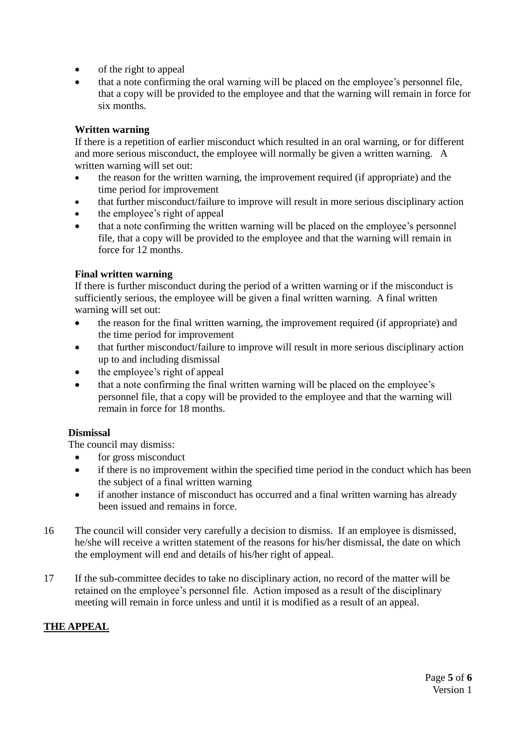- of the right to appeal
- that a note confirming the oral warning will be placed on the employee's personnel file, that a copy will be provided to the employee and that the warning will remain in force for six months.

**Written warning**

If there is a repetition of earlier misconduct which resulted in an oral warning, or for different and more serious misconduct, the employee will normally be given a written warning. A written warning will set out:

- the reason for the written warning, the improvement required (if appropriate) and the time period for improvement
- that further misconduct/failure to improve will result in more serious disciplinary action
- the employee's right of appeal
- that a note confirming the written warning will be placed on the employee's personnel file, that a copy will be provided to the employee and that the warning will remain in force for 12 months.

**Final written warning**

If there is further misconduct during the period of a written warning or if the misconduct is sufficiently serious, the employee will be given a final written warning. A final written warning will set out:

- the reason for the final written warning, the improvement required (if appropriate) and the time period for improvement
- that further misconduct/failure to improve will result in more serious disciplinary action up to and including dismissal
- the employee's right of appeal
- that a note confirming the final written warning will be placed on the employee's personnel file, that a copy will be provided to the employee and that the warning will remain in force for 18 months.

**Dismissal**

The council may dismiss:

- for gross misconduct
- if there is no improvement within the specified time period in the conduct which has been the subject of a final written warning
- if another instance of misconduct has occurred and a final written warning has already been issued and remains in force.

16 The council will consider very carefully a decision to dismiss. If an employee is dismissed, he/she will receive a written statement of the reasons for his/her dismissal, the date on which the employment will end and details of his/her right of appeal.

17 If the sub-committee decides to take no disciplinary action, no record of the matter will be retained on the employee's personnel file. Action imposed as a result of the disciplinary meeting will remain in force unless and until it is modified as a result of an appeal.

## THE APPEAL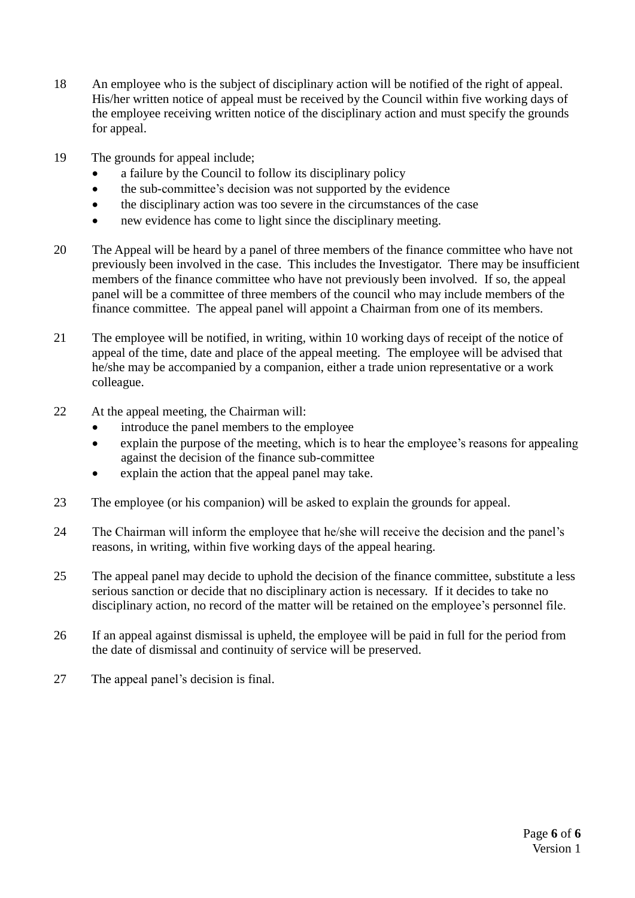18 An employee who is the subject of disciplinary action will be notified of the right of appeal. His/her written notice of appeal must be received by the Council within five working days of the employee receiving written notice of the disciplinary action and must specify the grounds for appeal.

19 The grounds for appeal include;

- a failure by the Council to follow its disciplinary policy
- the sub-committee's decision was not supported by the evidence
- the disciplinary action was too severe in the circumstances of the case
- new evidence has come to light since the disciplinary meeting.

20 The Appeal will be heard by a panel of three members of the finance committee who have not previously been involved in the case. This includes the Investigator. There may be insufficient members of the finance committee who have not previously been involved. If so, the appeal panel will be a committee of three members of the council who may include members of the finance committee. The appeal panel will appoint a Chairman from one of its members.

21 The employee will be notified, in writing, within 10 working days of receipt of the notice of appeal of the time, date and place of the appeal meeting. The employee will be advised that he/she may be accompanied by a companion, either a trade union representative or a work colleague.

22 At the appeal meeting, the Chairman will:

- introduce the panel members to the employee
- explain the purpose of the meeting, which is to hear the employee's reasons for appealing against the decision of the finance sub-committee
- explain the action that the appeal panel may take.

23 The employee (or his companion) will be asked to explain the grounds for appeal.

24 The Chairman will inform the employee that he/she will receive the decision and the panel's reasons, in writing, within five working days of the appeal hearing.

25 The appeal panel may decide to uphold the decision of the finance committee, substitute a less serious sanction or decide that no disciplinary action is necessary. If it decides to take no disciplinary action, no record of the matter will be retained on the employee's personnel file.

26 If an appeal against dismissal is upheld, the employee will be paid in full for the period from the date of dismissal and continuity of service will be preserved.

27 The appeal panel's decision is final.

Version 1